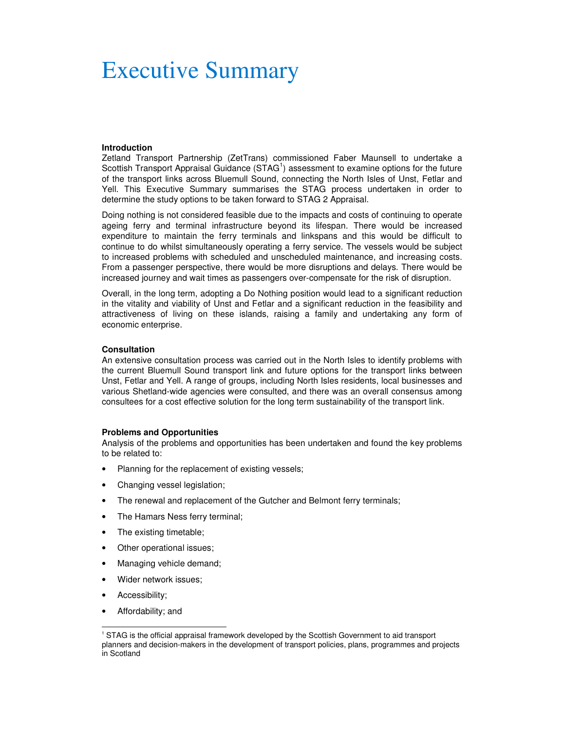# Executive Summary

**Introduction**

Zetland Transport Partnership (ZetTrans) commissioned Faber Maunsell to undertake a Scottish Transport Appraisal Guidance (STAG[1]) assessment to examine options for the future of the transport links across Bluemull Sound, connecting the North Isles of Unst, Fetlar and Yell. This Executive Summary summarises the STAG process undertaken in order to determine the study options to be taken forward to STAG 2 Appraisal.

Doing nothing is not considered feasible due to the impacts and costs of continuing to operate ageing ferry and terminal infrastructure beyond its lifespan. There would be increased expenditure to maintain the ferry terminals and linkspans and this would be difficult to continue to do whilst simultaneously operating a ferry service. The vessels would be subject to increased problems with scheduled and unscheduled maintenance, and increasing costs. From a passenger perspective, there would be more disruptions and delays. There would be increased journey and wait times as passengers over-compensate for the risk of disruption.

Overall, in the long term, adopting a Do Nothing position would lead to a significant reduction in the vitality and viability of Unst and Fetlar and a significant reduction in the feasibility and attractiveness of living on these islands, raising a family and undertaking any form of economic enterprise.

**Consultation**

An extensive consultation process was carried out in the North Isles to identify problems with the current Bluemull Sound transport link and future options for the transport links between Unst, Fetlar and Yell. A range of groups, including North Isles residents, local businesses and various Shetland-wide agencies were consulted, and there was an overall consensus among consultees for a cost effective solution for the long term sustainability of the transport link.

**Problems and Opportunities**

Analysis of the problems and opportunities has been undertaken and found the key problems to be related to:

- Planning for the replacement of existing vessels;
- Changing vessel legislation;
- The renewal and replacement of the Gutcher and Belmont ferry terminals;
- The Hamars Ness ferry terminal;
- The existing timetable;
- Other operational issues;
- Managing vehicle demand;
- Wider network issues;
- Accessibility;
- Affordability; and

[1] STAG is the official appraisal framework developed by the Scottish Government to aid transport planners and decision-makers in the development of transport policies, plans, programmes and projects in Scotland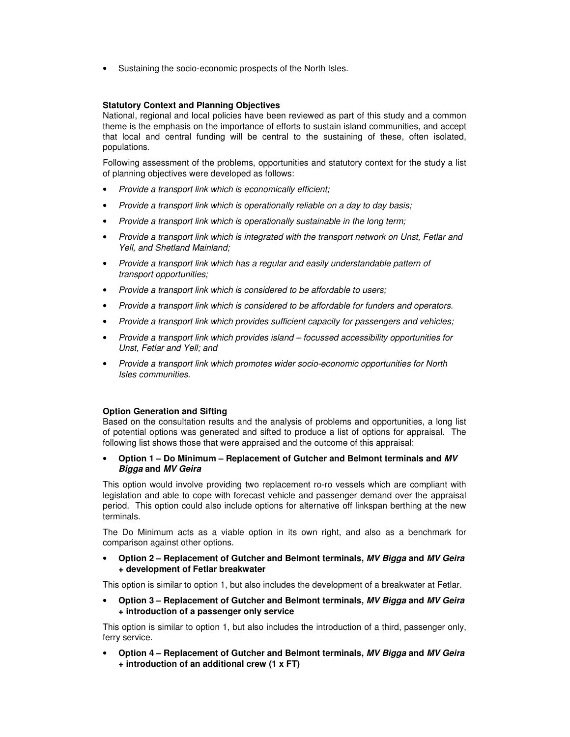- Sustaining the socio-economic prospects of the North Isles.

**Statutory Context and Planning Objectives**

National, regional and local policies have been reviewed as part of this study and a common theme is the emphasis on the importance of efforts to sustain island communities, and accept that local and central funding will be central to the sustaining of these, often isolated, populations.

Following assessment of the problems, opportunities and statutory context for the study a list of planning objectives were developed as follows:

- *Provide a transport link which is economically efficient;*
- *Provide a transport link which is operationally reliable on a day to day basis;*
- *Provide a transport link which is operationally sustainable in the long term;*
- *Provide a transport link which is integrated with the transport network on Unst, Fetlar and Yell, and Shetland Mainland;*
- *Provide a transport link which has a regular and easily understandable pattern of transport opportunities;*
- *Provide a transport link which is considered to be affordable to users;*
- *Provide a transport link which is considered to be affordable for funders and operators.*
- *Provide a transport link which provides sufficient capacity for passengers and vehicles;*
- *Provide a transport link which provides island – focussed accessibility opportunities for Unst, Fetlar and Yell; and*
- *Provide a transport link which promotes wider socio-economic opportunities for North Isles communities.*

**Option Generation and Sifting**

Based on the consultation results and the analysis of problems and opportunities, a long list of potential options was generated and sifted to produce a list of options for appraisal. The following list shows those that were appraised and the outcome of this appraisal:

- **Option 1 – Do Minimum – Replacement of Gutcher and Belmont terminals and *MV Bigga* and *MV Geira***

This option would involve providing two replacement ro-ro vessels which are compliant with legislation and able to cope with forecast vehicle and passenger demand over the appraisal period. This option could also include options for alternative off linkspan berthing at the new terminals.

The Do Minimum acts as a viable option in its own right, and also as a benchmark for comparison against other options.

- **Option 2 – Replacement of Gutcher and Belmont terminals, *MV Bigga* and *MV Geira* + development of Fetlar breakwater**

This option is similar to option 1, but also includes the development of a breakwater at Fetlar.

- **Option 3 – Replacement of Gutcher and Belmont terminals, *MV Bigga* and *MV Geira* + introduction of a passenger only service**

This option is similar to option 1, but also includes the introduction of a third, passenger only, ferry service.

- **Option 4 – Replacement of Gutcher and Belmont terminals, *MV Bigga* and *MV Geira* + introduction of an additional crew (1 x FT)**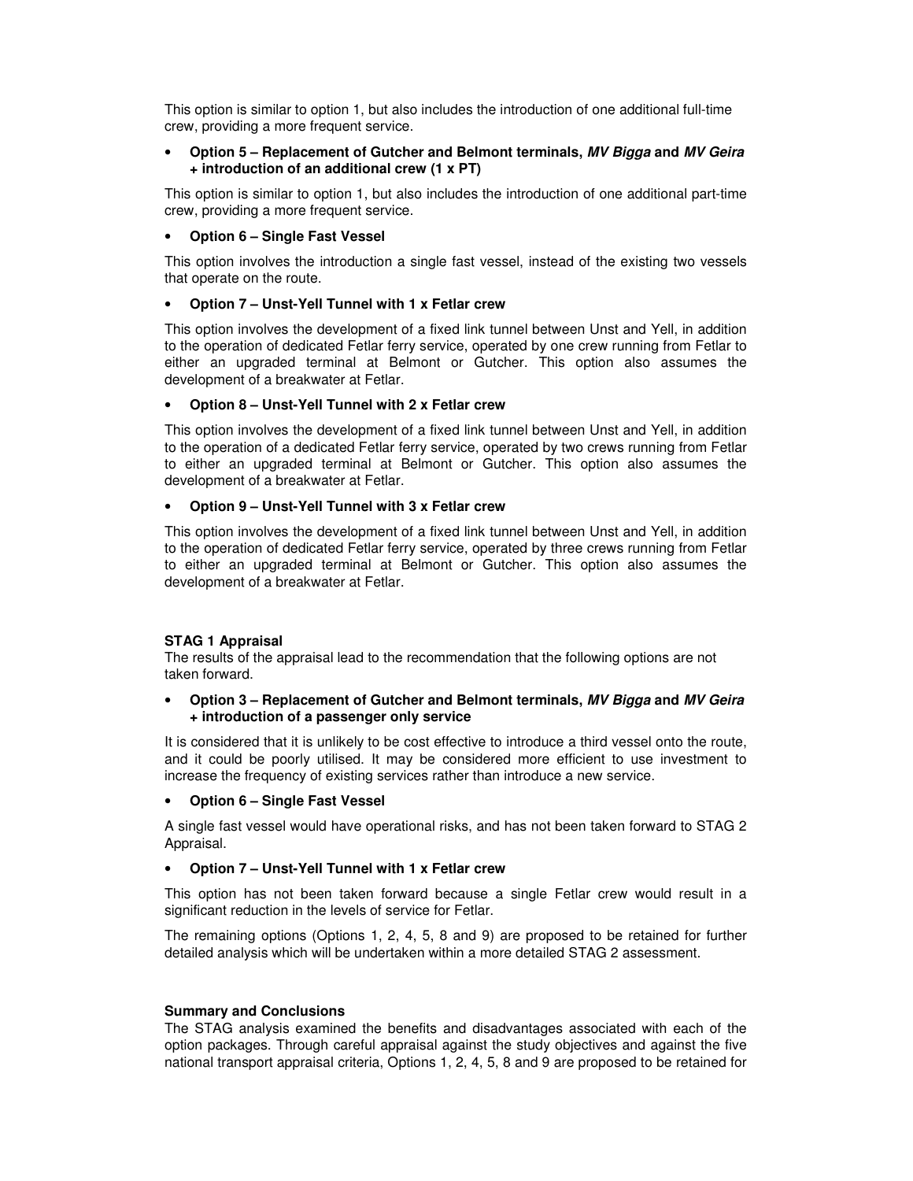This option is similar to option 1, but also includes the introduction of one additional full-time crew, providing a more frequent service.

- **Option 5 – Replacement of Gutcher and Belmont terminals, *MV Bigga* and *MV Geira* + introduction of an additional crew (1 x PT)**

This option is similar to option 1, but also includes the introduction of one additional part-time crew, providing a more frequent service.

- **Option 6 – Single Fast Vessel**

This option involves the introduction a single fast vessel, instead of the existing two vessels that operate on the route.

- **Option 7 – Unst-Yell Tunnel with 1 x Fetlar crew**

This option involves the development of a fixed link tunnel between Unst and Yell, in addition to the operation of dedicated Fetlar ferry service, operated by one crew running from Fetlar to either an upgraded terminal at Belmont or Gutcher. This option also assumes the development of a breakwater at Fetlar.

- **Option 8 – Unst-Yell Tunnel with 2 x Fetlar crew**

This option involves the development of a fixed link tunnel between Unst and Yell, in addition to the operation of a dedicated Fetlar ferry service, operated by two crews running from Fetlar to either an upgraded terminal at Belmont or Gutcher. This option also assumes the development of a breakwater at Fetlar.

- **Option 9 – Unst-Yell Tunnel with 3 x Fetlar crew**

This option involves the development of a fixed link tunnel between Unst and Yell, in addition to the operation of dedicated Fetlar ferry service, operated by three crews running from Fetlar to either an upgraded terminal at Belmont or Gutcher. This option also assumes the development of a breakwater at Fetlar.

**STAG 1 Appraisal**

The results of the appraisal lead to the recommendation that the following options are not taken forward.

- **Option 3 – Replacement of Gutcher and Belmont terminals, *MV Bigga* and *MV Geira* + introduction of a passenger only service**

It is considered that it is unlikely to be cost effective to introduce a third vessel onto the route, and it could be poorly utilised. It may be considered more efficient to use investment to increase the frequency of existing services rather than introduce a new service.

- **Option 6 – Single Fast Vessel**

A single fast vessel would have operational risks, and has not been taken forward to STAG 2 Appraisal.

- **Option 7 – Unst-Yell Tunnel with 1 x Fetlar crew**

This option has not been taken forward because a single Fetlar crew would result in a significant reduction in the levels of service for Fetlar.

The remaining options (Options 1, 2, 4, 5, 8 and 9) are proposed to be retained for further detailed analysis which will be undertaken within a more detailed STAG 2 assessment.

**Summary and Conclusions**

The STAG analysis examined the benefits and disadvantages associated with each of the option packages. Through careful appraisal against the study objectives and against the five national transport appraisal criteria, Options 1, 2, 4, 5, 8 and 9 are proposed to be retained for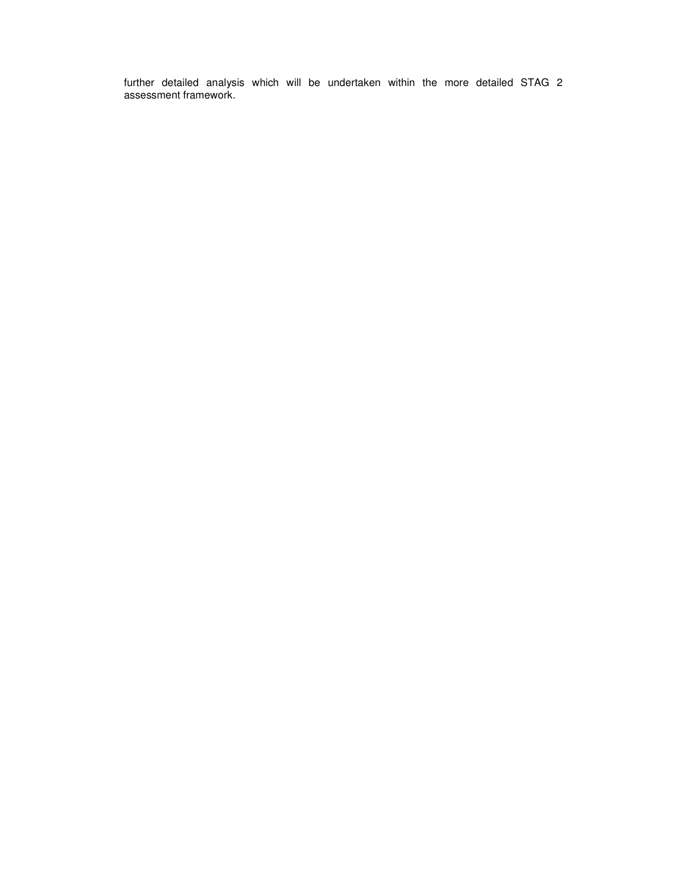further detailed analysis which will be undertaken within the more detailed STAG 2 assessment framework.